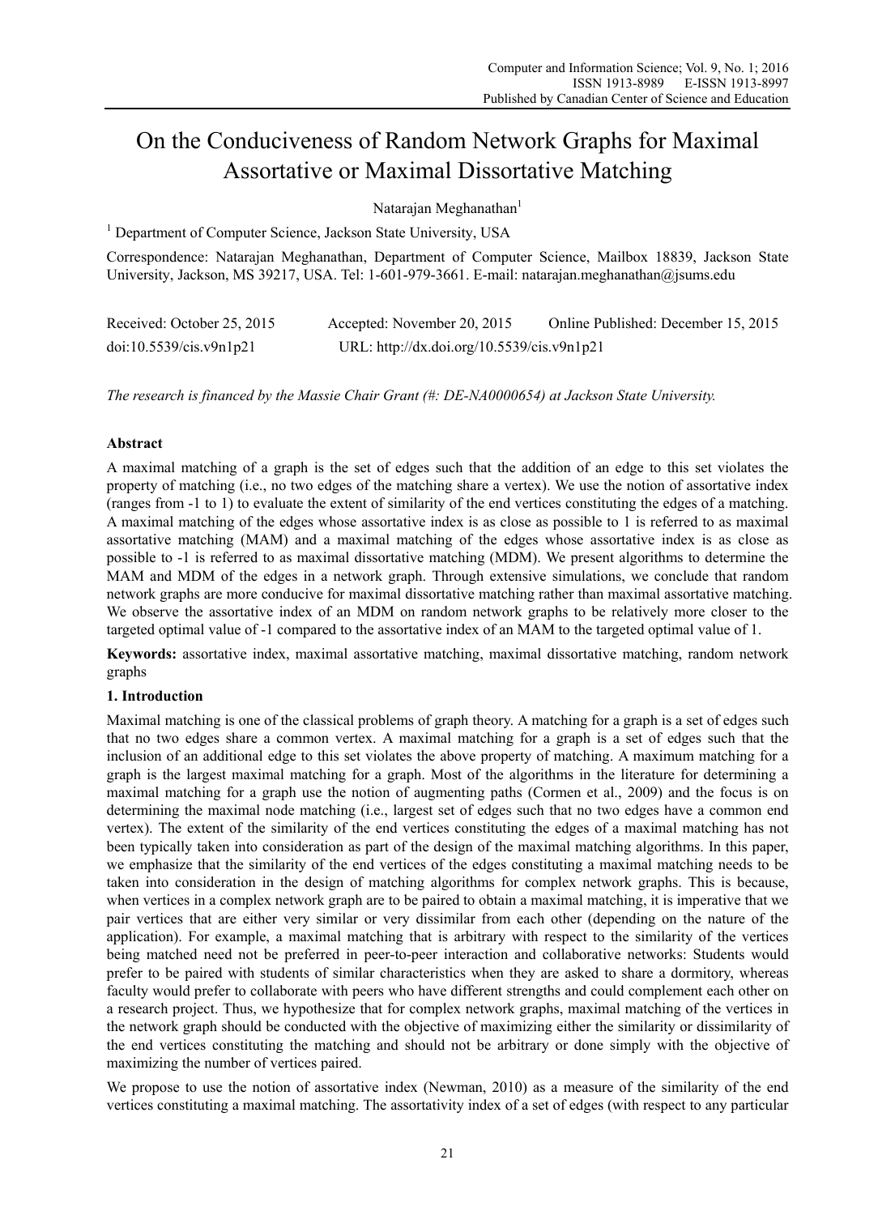# On the Conduciveness of Random Network Graphs for Maximal Assortative or Maximal Dissortative Matching

Natarajan Meghanathan[1]

[1] Department of Computer Science, Jackson State University, USA

Correspondence: Natarajan Meghanathan, Department of Computer Science, Mailbox 18839, Jackson State University, Jackson, MS 39217, USA. Tel: 1-601-979-3661. E-mail: natarajan.meghanathan@jsums.edu

Received: October 25, 2015 Accepted: November 20, 2015 Online Published: December 15, 2015

doi:10.5539/cis.v9n1p21 URL: http://dx.doi.org/10.5539/cis.v9n1p21

*The research is financed by the Massie Chair Grant (#: DE-NA0000654) at Jackson State University.*

**Abstract**

A maximal matching of a graph is the set of edges such that the addition of an edge to this set violates the property of matching (i.e., no two edges of the matching share a vertex). We use the notion of assortative index (ranges from -1 to 1) to evaluate the extent of similarity of the end vertices constituting the edges of a matching. A maximal matching of the edges whose assortative index is as close as possible to 1 is referred to as maximal assortative matching (MAM) and a maximal matching of the edges whose assortative index is as close as possible to -1 is referred to as maximal dissortative matching (MDM). We present algorithms to determine the MAM and MDM of the edges in a network graph. Through extensive simulations, we conclude that random network graphs are more conducive for maximal dissortative matching rather than maximal assortative matching. We observe the assortative index of an MDM on random network graphs to be relatively more closer to the targeted optimal value of -1 compared to the assortative index of an MAM to the targeted optimal value of 1.

**Keywords:** assortative index, maximal assortative matching, maximal dissortative matching, random network graphs

## 1. Introduction

Maximal matching is one of the classical problems of graph theory. A matching for a graph is a set of edges such that no two edges share a common vertex. A maximal matching for a graph is a set of edges such that the inclusion of an additional edge to this set violates the above property of matching. A maximum matching for a graph is the largest maximal matching for a graph. Most of the algorithms in the literature for determining a maximal matching for a graph use the notion of augmenting paths (Cormen et al., 2009) and the focus is on determining the maximal node matching (i.e., largest set of edges such that no two edges have a common end vertex). The extent of the similarity of the end vertices constituting the edges of a maximal matching has not been typically taken into consideration as part of the design of the maximal matching algorithms. In this paper, we emphasize that the similarity of the end vertices of the edges constituting a maximal matching needs to be taken into consideration in the design of matching algorithms for complex network graphs. This is because, when vertices in a complex network graph are to be paired to obtain a maximal matching, it is imperative that we pair vertices that are either very similar or very dissimilar from each other (depending on the nature of the application). For example, a maximal matching that is arbitrary with respect to the similarity of the vertices being matched need not be preferred in peer-to-peer interaction and collaborative networks: Students would prefer to be paired with students of similar characteristics when they are asked to share a dormitory, whereas faculty would prefer to collaborate with peers who have different strengths and could complement each other on a research project. Thus, we hypothesize that for complex network graphs, maximal matching of the vertices in the network graph should be conducted with the objective of maximizing either the similarity or dissimilarity of the end vertices constituting the matching and should not be arbitrary or done simply with the objective of maximizing the number of vertices paired.

We propose to use the notion of assortative index (Newman, 2010) as a measure of the similarity of the end vertices constituting a maximal matching. The assortativity index of a set of edges (with respect to any particular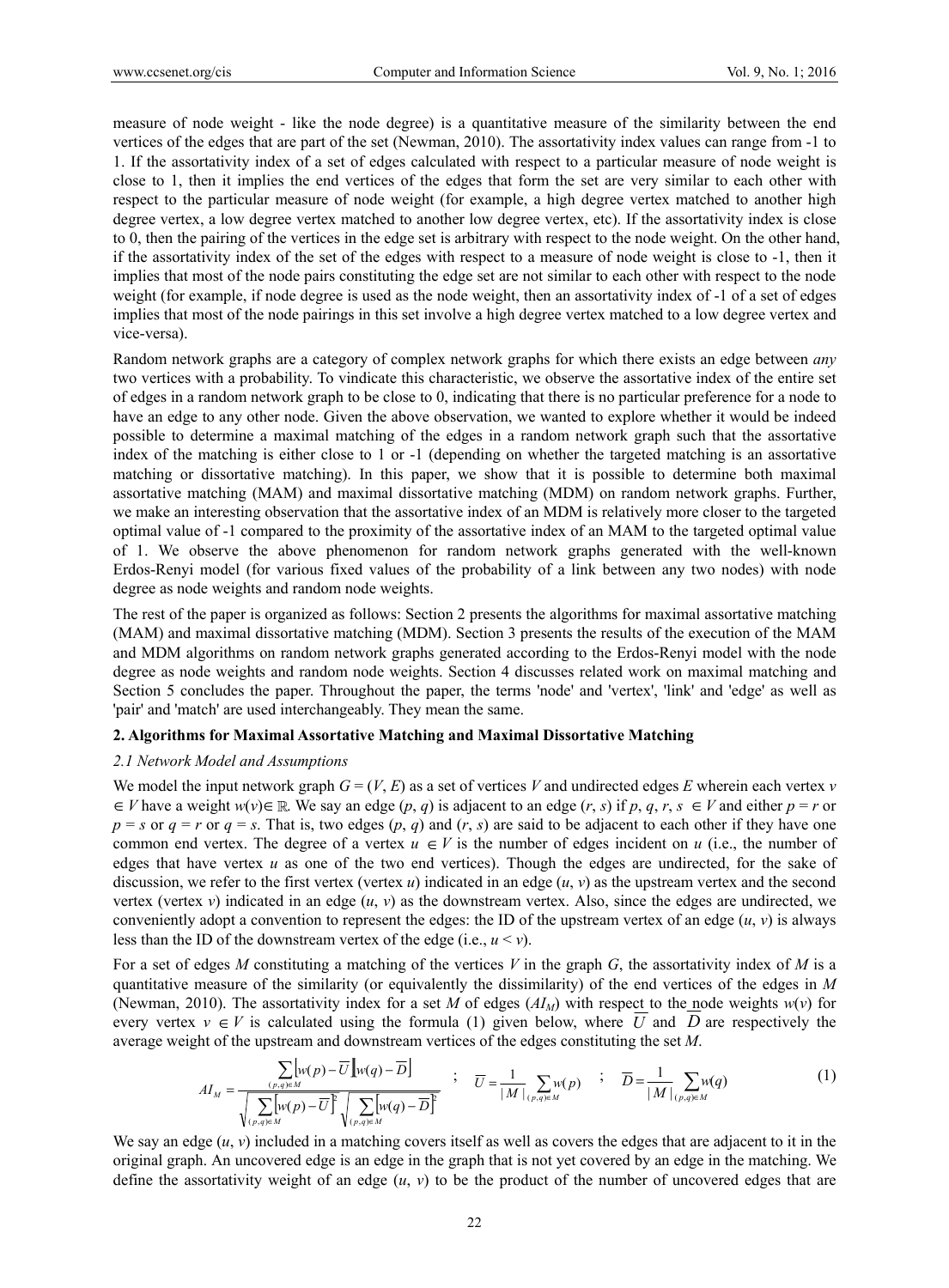measure of node weight - like the node degree) is a quantitative measure of the similarity between the end vertices of the edges that are part of the set (Newman, 2010). The assortativity index values can range from -1 to 1. If the assortativity index of a set of edges calculated with respect to a particular measure of node weight is close to 1, then it implies the end vertices of the edges that form the set are very similar to each other with respect to the particular measure of node weight (for example, a high degree vertex matched to another high degree vertex, a low degree vertex matched to another low degree vertex, etc). If the assortativity index is close to 0, then the pairing of the vertices in the edge set is arbitrary with respect to the node weight. On the other hand, if the assortativity index of the set of the edges with respect to a measure of node weight is close to -1, then it implies that most of the node pairs constituting the edge set are not similar to each other with respect to the node weight (for example, if node degree is used as the node weight, then an assortativity index of -1 of a set of edges implies that most of the node pairings in this set involve a high degree vertex matched to a low degree vertex and vice-versa).

Random network graphs are a category of complex network graphs for which there exists an edge between *any* two vertices with a probability. To vindicate this characteristic, we observe the assortative index of the entire set of edges in a random network graph to be close to 0, indicating that there is no particular preference for a node to have an edge to any other node. Given the above observation, we wanted to explore whether it would be indeed possible to determine a maximal matching of the edges in a random network graph such that the assortative index of the matching is either close to 1 or -1 (depending on whether the targeted matching is an assortative matching or dissortative matching). In this paper, we show that it is possible to determine both maximal assortative matching (MAM) and maximal dissortative matching (MDM) on random network graphs. Further, we make an interesting observation that the assortative index of an MDM is relatively more closer to the targeted optimal value of -1 compared to the proximity of the assortative index of an MAM to the targeted optimal value of 1. We observe the above phenomenon for random network graphs generated with the well-known Erdos-Renyi model (for various fixed values of the probability of a link between any two nodes) with node degree as node weights and random node weights.

The rest of the paper is organized as follows: Section 2 presents the algorithms for maximal assortative matching (MAM) and maximal dissortative matching (MDM). Section 3 presents the results of the execution of the MAM and MDM algorithms on random network graphs generated according to the Erdos-Renyi model with the node degree as node weights and random node weights. Section 4 discusses related work on maximal matching and Section 5 concludes the paper. Throughout the paper, the terms 'node' and 'vertex', 'link' and 'edge' as well as 'pair' and 'match' are used interchangeably. They mean the same.

## 2. Algorithms for Maximal Assortative Matching and Maximal Dissortative Matching

### *2.1 Network Model and Assumptions*

We model the input network graph $G = (V, E)$ as a set of vertices $V$ and undirected edges $E$ wherein each vertex $v \in V$ have a weight $w(v) \in \mathbb{R}$. We say an edge $(p, q)$ is adjacent to an edge $(r, s)$ if $p, q, r, s \in V$ and either $p = r$ or $p = s$ or $q = r$ or $q = s$. That is, two edges $(p, q)$ and $(r, s)$ are said to be adjacent to each other if they have one common end vertex. The degree of a vertex $u \in V$ is the number of edges incident on $u$ (i.e., the number of edges that have vertex $u$ as one of the two end vertices). Though the edges are undirected, for the sake of discussion, we refer to the first vertex (vertex $u$) indicated in an edge $(u, v)$ as the upstream vertex and the second vertex (vertex $v$) indicated in an edge $(u, v)$ as the downstream vertex. Also, since the edges are undirected, we conveniently adopt a convention to represent the edges: the ID of the upstream vertex of an edge $(u, v)$ is always less than the ID of the downstream vertex of the edge (i.e., $u < v$).

For a set of edges $M$ constituting a matching of the vertices $V$ in the graph $G$, the assortativity index of $M$ is a quantitative measure of the similarity (or equivalently the dissimilarity) of the end vertices of the edges in $M$ (Newman, 2010). The assortativity index for a set $M$ of edges ($AI_M$) with respect to the node weights $w(v)$ for every vertex $v \in V$ is calculated using the formula (1) given below, where $\overline{U}$ and $\overline{D}$ are respectively the average weight of the upstream and downstream vertices of the edges constituting the set $M$.

$$AI_M = \frac{\sum_{(p,q)\in M}\left[w(p)-\overline{U}\right]\left[w(q)-\overline{D}\right]}{\sqrt{\sum_{(p,q)\in M}\left[w(p)-\overline{U}\right]^2}\sqrt{\sum_{(p,q)\in M}\left[w(q)-\overline{D}\right]^2}} \quad ; \quad \overline{U} = \frac{1}{|M|}\sum_{(p,q)\in M} w(p) \quad ; \quad \overline{D} = \frac{1}{|M|}\sum_{(p,q)\in M} w(q) \tag{1}$$

We say an edge $(u, v)$ included in a matching covers itself as well as covers the edges that are adjacent to it in the original graph. An uncovered edge is an edge in the graph that is not yet covered by an edge in the matching. We define the assortativity weight of an edge $(u, v)$ to be the product of the number of uncovered edges that are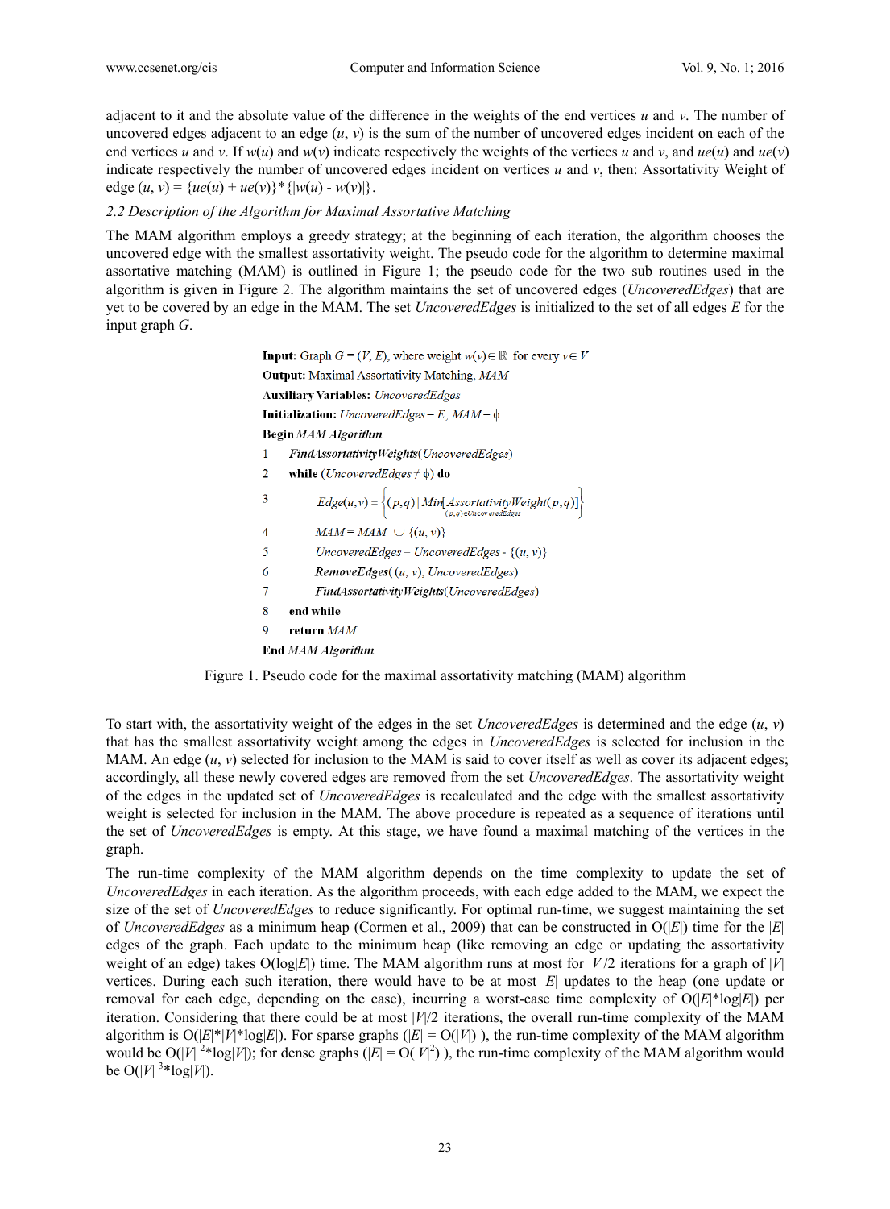adjacent to it and the absolute value of the difference in the weights of the end vertices *u* and *v*. The number of uncovered edges adjacent to an edge (*u*, *v*) is the sum of the number of uncovered edges incident on each of the end vertices *u* and *v*. If *w*(*u*) and *w*(*v*) indicate respectively the weights of the vertices *u* and *v*, and *ue*(*u*) and *ue*(*v*) indicate respectively the number of uncovered edges incident on vertices *u* and *v*, then: Assortativity Weight of edge $(u, v) = \{ue(u) + ue(v)\} * \{|w(u) - w(v)|\}$.

### 2.2 Description of the Algorithm for Maximal Assortative Matching

The MAM algorithm employs a greedy strategy; at the beginning of each iteration, the algorithm chooses the uncovered edge with the smallest assortativity weight. The pseudo code for the algorithm to determine maximal assortative matching (MAM) is outlined in Figure 1; the pseudo code for the two sub routines used in the algorithm is given in Figure 2. The algorithm maintains the set of uncovered edges (*UncoveredEdges*) that are yet to be covered by an edge in the MAM. The set *UncoveredEdges* is initialized to the set of all edges *E* for the input graph *G*.

**Input:** Graph $G = (V, E)$, where weight $w(v) \in \mathbb{R}$ for every $v \in V$

**Output:** Maximal Assortativity Matching, *MAM*

**Auxiliary Variables:** *UncoveredEdges*

**Initialization:** *UncoveredEdges* = *E*; *MAM* = $\phi$

**Begin** *MAM Algorithm*

1 *FindAssortativityWeights*(*UncoveredEdges*)

2 **while** (*UncoveredEdges* $\neq \phi$) **do**

3 $Edge(u,v) = \left\{ (p,q) \mid \underset{(p,q) \in UncoveredEdges}{Min}[AssortativityWeight(p,q)] \right\}$

4 *MAM* = *MAM* $\cup$ {(*u*, *v*)}

5 *UncoveredEdges* = *UncoveredEdges* - {(*u*, *v*)}

6 *RemoveEdges*((*u*, *v*), *UncoveredEdges*)

7 *FindAssortativityWeights*(*UncoveredEdges*)

8 **end while**

9 **return** *MAM*

**End** *MAM Algorithm*

Figure 1. Pseudo code for the maximal assortativity matching (MAM) algorithm

To start with, the assortativity weight of the edges in the set *UncoveredEdges* is determined and the edge (*u*, *v*) that has the smallest assortativity weight among the edges in *UncoveredEdges* is selected for inclusion in the MAM. An edge (*u*, *v*) selected for inclusion to the MAM is said to cover itself as well as cover its adjacent edges; accordingly, all these newly covered edges are removed from the set *UncoveredEdges*. The assortativity weight of the edges in the updated set of *UncoveredEdges* is recalculated and the edge with the smallest assortativity weight is selected for inclusion in the MAM. The above procedure is repeated as a sequence of iterations until the set of *UncoveredEdges* is empty. At this stage, we have found a maximal matching of the vertices in the graph.

The run-time complexity of the MAM algorithm depends on the time complexity to update the set of *UncoveredEdges* in each iteration. As the algorithm proceeds, with each edge added to the MAM, we expect the size of the set of *UncoveredEdges* to reduce significantly. For optimal run-time, we suggest maintaining the set of *UncoveredEdges* as a minimum heap (Cormen et al., 2009) that can be constructed in $O(|E|)$ time for the $|E|$ edges of the graph. Each update to the minimum heap (like removing an edge or updating the assortativity weight of an edge) takes $O(\log|E|)$ time. The MAM algorithm runs at most for $|V|/2$ iterations for a graph of $|V|$ vertices. During each such iteration, there would have to be at most $|E|$ updates to the heap (one update or removal for each edge, depending on the case), incurring a worst-case time complexity of $O(|E|*\log|E|)$ per iteration. Considering that there could be at most $|V|/2$ iterations, the overall run-time complexity of the MAM algorithm is $O(|E|*|V|*\log|E|)$. For sparse graphs ($|E| = O(|V|)$ ), the run-time complexity of the MAM algorithm would be $O(|V|^2*\log|V|)$; for dense graphs ($|E| = O(|V|^2)$ ), the run-time complexity of the MAM algorithm would be $O(|V|^3*\log|V|)$.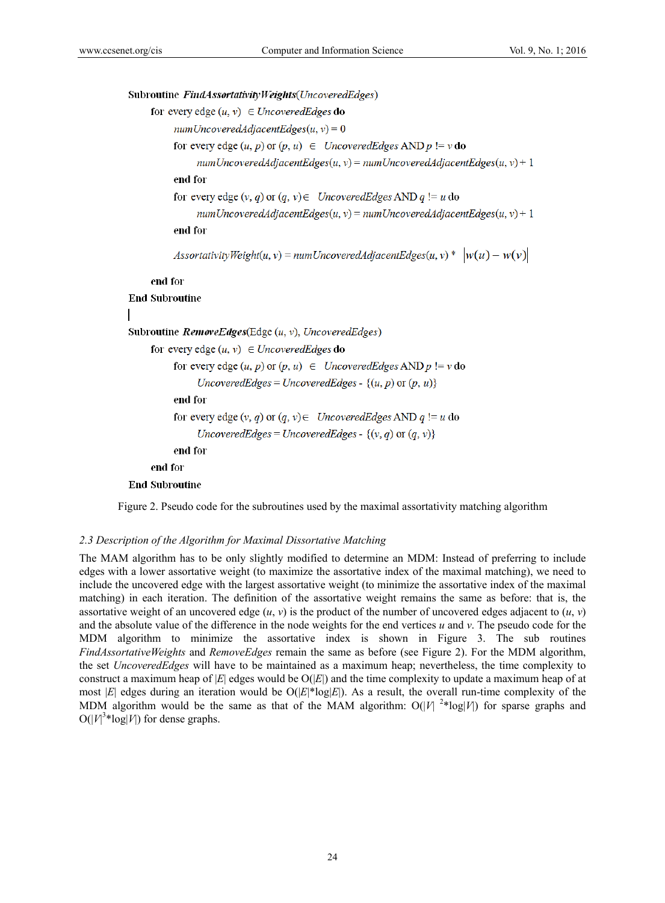```
Subroutine FindAssortativityWeights(UncoveredEdges)
    for every edge (u, v) ∈ UncoveredEdges do
        numUncoveredAdjacentEdges(u, v) = 0
        for every edge (u, p) or (p, u) ∈ UncoveredEdges AND p != v do
            numUncoveredAdjacentEdges(u, v) = numUncoveredAdjacentEdges(u, v) + 1
        end for
        for every edge (v, q) or (q, v) ∈ UncoveredEdges AND q != u do
            numUncoveredAdjacentEdges(u, v) = numUncoveredAdjacentEdges(u, v) + 1
        end for
        AssortativityWeight(u, v) = numUncoveredAdjacentEdges(u, v) * |w(u) − w(v)|
    end for
End Subroutine

Subroutine RemoveEdges(Edge (u, v), UncoveredEdges)
    for every edge (u, v) ∈ UncoveredEdges do
        for every edge (u, p) or (p, u) ∈ UncoveredEdges AND p != v do
            UncoveredEdges = UncoveredEdges - {(u, p) or (p, u)}
        end for
        for every edge (v, q) or (q, v) ∈ UncoveredEdges AND q != u do
            UncoveredEdges = UncoveredEdges - {(v, q) or (q, v)}
        end for
    end for
End Subroutine
```

Figure 2. Pseudo code for the subroutines used by the maximal assortativity matching algorithm

### *2.3 Description of the Algorithm for Maximal Dissortative Matching*

The MAM algorithm has to be only slightly modified to determine an MDM: Instead of preferring to include edges with a lower assortative weight (to maximize the assortative index of the maximal matching), we need to include the uncovered edge with the largest assortative weight (to minimize the assortative index of the maximal matching) in each iteration. The definition of the assortative weight remains the same as before: that is, the assortative weight of an uncovered edge $(u, v)$ is the product of the number of uncovered edges adjacent to $(u, v)$ and the absolute value of the difference in the node weights for the end vertices $u$ and $v$. The pseudo code for the MDM algorithm to minimize the assortative index is shown in Figure 3. The sub routines *FindAssortativeWeights* and *RemoveEdges* remain the same as before (see Figure 2). For the MDM algorithm, the set *UncoveredEdges* will have to be maintained as a maximum heap; nevertheless, the time complexity to construct a maximum heap of $|E|$ edges would be $O(|E|)$ and the time complexity to update a maximum heap of at most $|E|$ edges during an iteration would be $O(|E|*\log|E|)$. As a result, the overall run-time complexity of the MDM algorithm would be the same as that of the MAM algorithm: $O(|V|^2*\log|V|)$ for sparse graphs and $O(|V|^3*\log|V|)$ for dense graphs.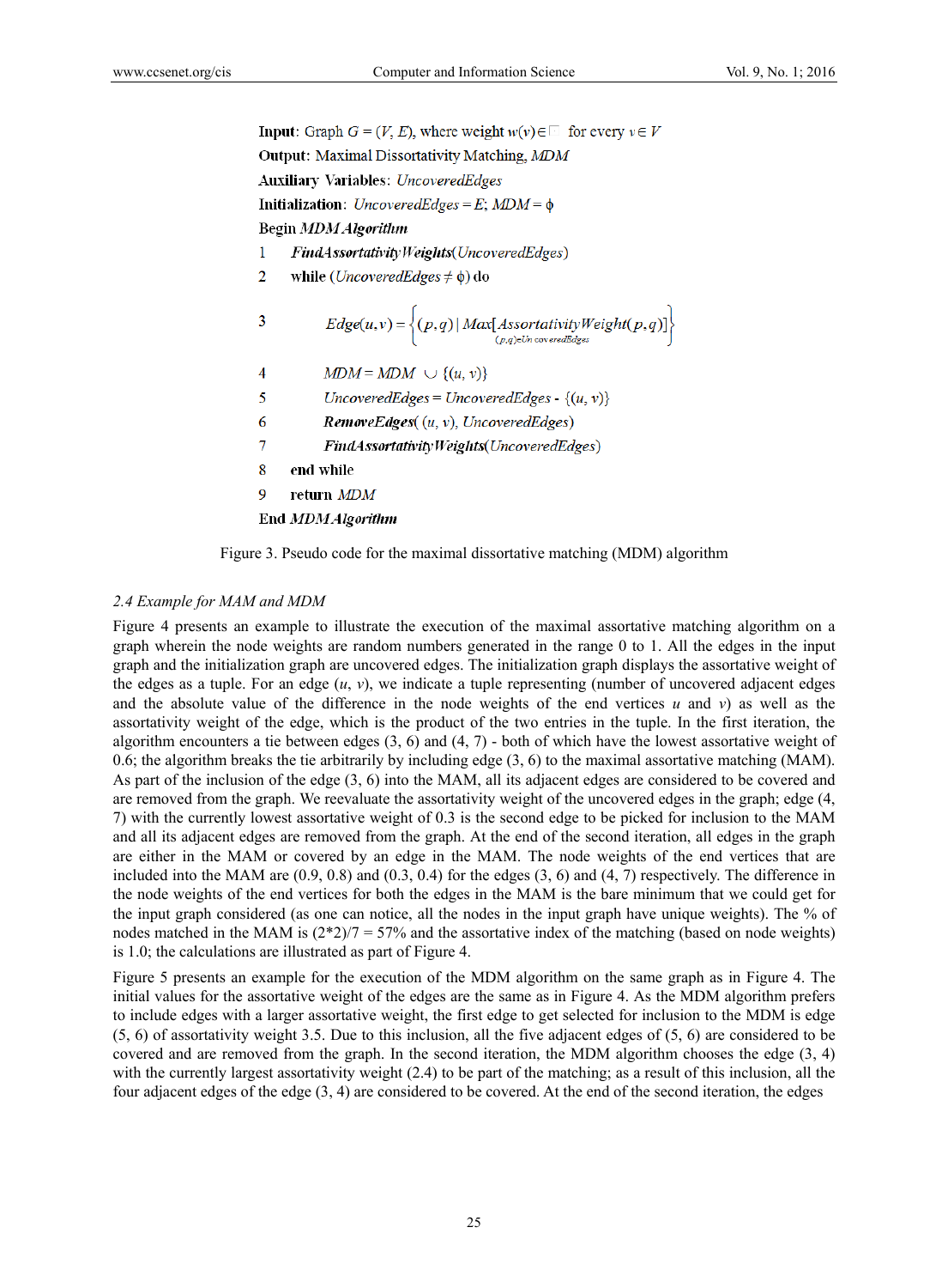**Input**: Graph $G = (V, E)$, where weight $w(v) \in \square$ for every $v \in V$

**Output**: Maximal Dissortativity Matching, *MDM*

**Auxiliary Variables**: *UncoveredEdges*

**Initialization**: *UncoveredEdges* = *E*; *MDM* = $\phi$

Begin *MDM Algorithm*

1 ***FindAssortativityWeights***(*UncoveredEdges*)

2 while (*UncoveredEdges* $\neq \phi$) do

3 $$Edge(u,v) = \left\{(p,q) \mid \underset{(p,q) \in UncoveredEdges}{Max}\left[AssortativityWeight(p,q)\right]\right\}$$

4 $MDM = MDM \cup \{(u, v)\}$

5 $UncoveredEdges = UncoveredEdges - \{(u, v)\}$

6 ***RemoveEdges***( $(u, v)$, *UncoveredEdges*)

7 ***FindAssortativityWeights***(*UncoveredEdges*)

8 end while

9 return *MDM*

End *MDM Algorithm*

Figure 3. Pseudo code for the maximal dissortative matching (MDM) algorithm

### *2.4 Example for MAM and MDM*

Figure 4 presents an example to illustrate the execution of the maximal assortative matching algorithm on a graph wherein the node weights are random numbers generated in the range 0 to 1. All the edges in the input graph and the initialization graph are uncovered edges. The initialization graph displays the assortative weight of the edges as a tuple. For an edge ($u$, $v$), we indicate a tuple representing (number of uncovered adjacent edges and the absolute value of the difference in the node weights of the end vertices $u$ and $v$) as well as the assortativity weight of the edge, which is the product of the two entries in the tuple. In the first iteration, the algorithm encounters a tie between edges (3, 6) and (4, 7) - both of which have the lowest assortative weight of 0.6; the algorithm breaks the tie arbitrarily by including edge (3, 6) to the maximal assortative matching (MAM). As part of the inclusion of the edge (3, 6) into the MAM, all its adjacent edges are considered to be covered and are removed from the graph. We reevaluate the assortativity weight of the uncovered edges in the graph; edge (4, 7) with the currently lowest assortative weight of 0.3 is the second edge to be picked for inclusion to the MAM and all its adjacent edges are removed from the graph. At the end of the second iteration, all edges in the graph are either in the MAM or covered by an edge in the MAM. The node weights of the end vertices that are included into the MAM are (0.9, 0.8) and (0.3, 0.4) for the edges (3, 6) and (4, 7) respectively. The difference in the node weights of the end vertices for both the edges in the MAM is the bare minimum that we could get for the input graph considered (as one can notice, all the nodes in the input graph have unique weights). The % of nodes matched in the MAM is (2*2)/7 = 57% and the assortative index of the matching (based on node weights) is 1.0; the calculations are illustrated as part of Figure 4.

Figure 5 presents an example for the execution of the MDM algorithm on the same graph as in Figure 4. The initial values for the assortative weight of the edges are the same as in Figure 4. As the MDM algorithm prefers to include edges with a larger assortative weight, the first edge to get selected for inclusion to the MDM is edge (5, 6) of assortativity weight 3.5. Due to this inclusion, all the five adjacent edges of (5, 6) are considered to be covered and are removed from the graph. In the second iteration, the MDM algorithm chooses the edge (3, 4) with the currently largest assortativity weight (2.4) to be part of the matching; as a result of this inclusion, all the four adjacent edges of the edge (3, 4) are considered to be covered. At the end of the second iteration, the edges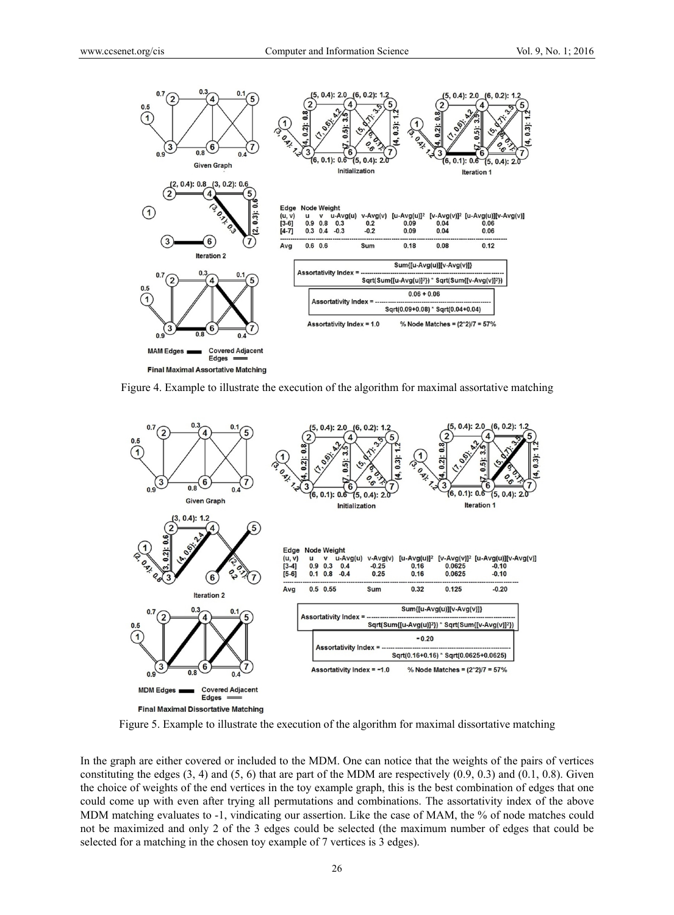Figure 4. Example to illustrate the execution of the algorithm for maximal assortative matching

Figure 5. Example to illustrate the execution of the algorithm for maximal dissortative matching

In the graph are either covered or included to the MDM. One can notice that the weights of the pairs of vertices constituting the edges (3, 4) and (5, 6) that are part of the MDM are respectively (0.9, 0.3) and (0.1, 0.8). Given the choice of weights of the end vertices in the toy example graph, this is the best combination of edges that one could come up with even after trying all permutations and combinations. The assortativity index of the above MDM matching evaluates to -1, vindicating our assertion. Like the case of MAM, the % of node matches could not be maximized and only 2 of the 3 edges could be selected (the maximum number of edges that could be selected for a matching in the chosen toy example of 7 vertices is 3 edges).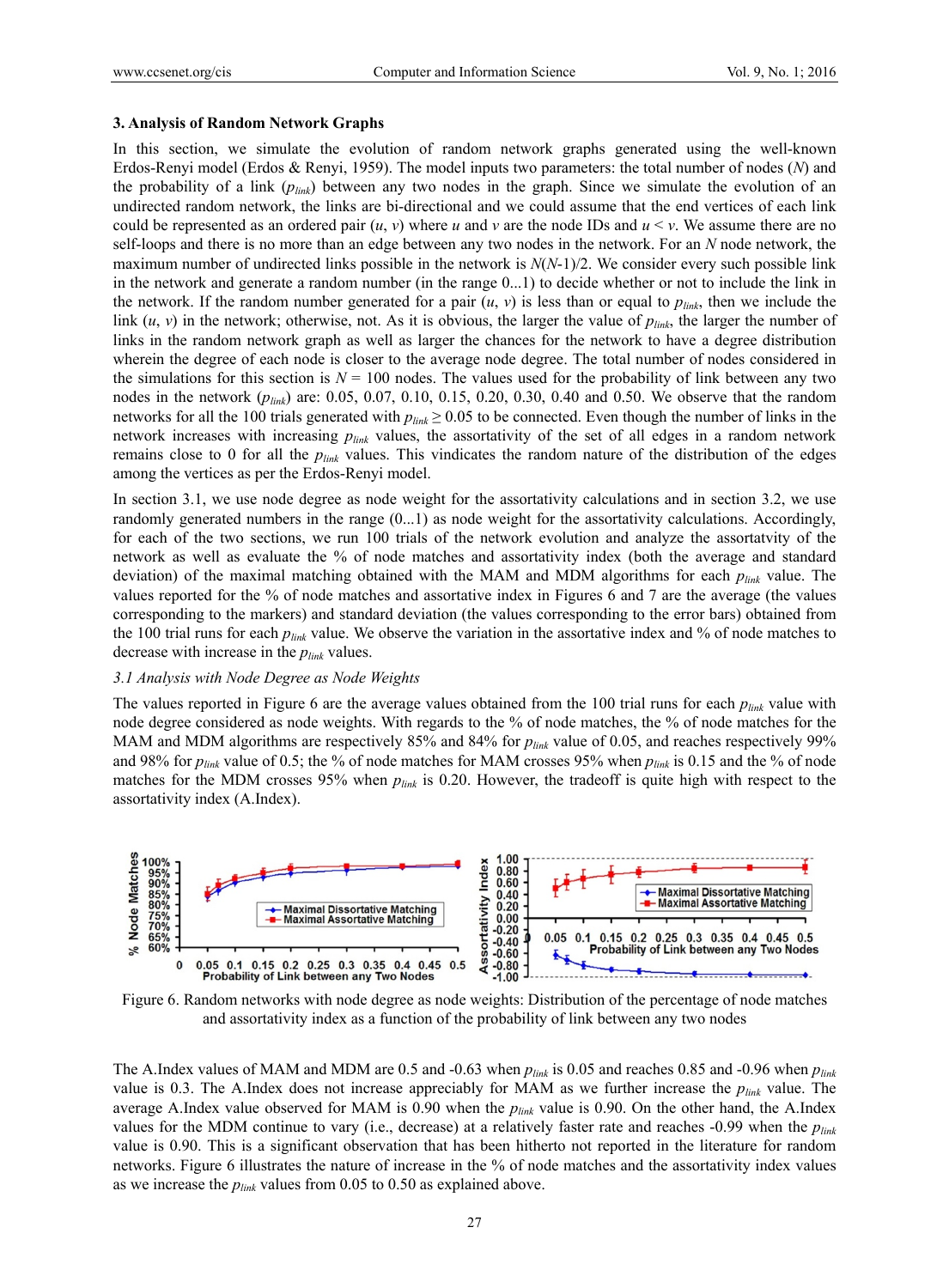### 3. Analysis of Random Network Graphs

In this section, we simulate the evolution of random network graphs generated using the well-known Erdos-Renyi model (Erdos & Renyi, 1959). The model inputs two parameters: the total number of nodes ($N$) and the probability of a link ($p_{link}$) between any two nodes in the graph. Since we simulate the evolution of an undirected random network, the links are bi-directional and we could assume that the end vertices of each link could be represented as an ordered pair ($u$, $v$) where $u$ and $v$ are the node IDs and $u < v$. We assume there are no self-loops and there is no more than an edge between any two nodes in the network. For an $N$ node network, the maximum number of undirected links possible in the network is $N(N-1)/2$. We consider every such possible link in the network and generate a random number (in the range 0...1) to decide whether or not to include the link in the network. If the random number generated for a pair ($u$, $v$) is less than or equal to $p_{link}$, then we include the link ($u$, $v$) in the network; otherwise, not. As it is obvious, the larger the value of $p_{link}$, the larger the number of links in the random network graph as well as larger the chances for the network to have a degree distribution wherein the degree of each node is closer to the average node degree. The total number of nodes considered in the simulations for this section is $N = 100$ nodes. The values used for the probability of link between any two nodes in the network ($p_{link}$) are: 0.05, 0.07, 0.10, 0.15, 0.20, 0.30, 0.40 and 0.50. We observe that the random networks for all the 100 trials generated with $p_{link} \geq 0.05$ to be connected. Even though the number of links in the network increases with increasing $p_{link}$ values, the assortativity of the set of all edges in a random network remains close to 0 for all the $p_{link}$ values. This vindicates the random nature of the distribution of the edges among the vertices as per the Erdos-Renyi model.

In section 3.1, we use node degree as node weight for the assortativity calculations and in section 3.2, we use randomly generated numbers in the range (0...1) as node weight for the assortativity calculations. Accordingly, for each of the two sections, we run 100 trials of the network evolution and analyze the assortatvity of the network as well as evaluate the % of node matches and assortativity index (both the average and standard deviation) of the maximal matching obtained with the MAM and MDM algorithms for each $p_{link}$ value. The values reported for the % of node matches and assortative index in Figures 6 and 7 are the average (the values corresponding to the markers) and standard deviation (the values corresponding to the error bars) obtained from the 100 trial runs for each $p_{link}$ value. We observe the variation in the assortative index and % of node matches to decrease with increase in the $p_{link}$ values.

*3.1 Analysis with Node Degree as Node Weights*

The values reported in Figure 6 are the average values obtained from the 100 trial runs for each $p_{link}$ value with node degree considered as node weights. With regards to the % of node matches, the % of node matches for the MAM and MDM algorithms are respectively 85% and 84% for $p_{link}$ value of 0.05, and reaches respectively 99% and 98% for $p_{link}$ value of 0.5; the % of node matches for MAM crosses 95% when $p_{link}$ is 0.15 and the % of node matches for the MDM crosses 95% when $p_{link}$ is 0.20. However, the tradeoff is quite high with respect to the assortativity index (A.Index).

Figure 6. Random networks with node degree as node weights: Distribution of the percentage of node matches and assortativity index as a function of the probability of link between any two nodes

The A.Index values of MAM and MDM are 0.5 and -0.63 when $p_{link}$ is 0.05 and reaches 0.85 and -0.96 when $p_{link}$ value is 0.3. The A.Index does not increase appreciably for MAM as we further increase the $p_{link}$ value. The average A.Index value observed for MAM is 0.90 when the $p_{link}$ value is 0.90. On the other hand, the A.Index values for the MDM continue to vary (i.e., decrease) at a relatively faster rate and reaches -0.99 when the $p_{link}$ value is 0.90. This is a significant observation that has been hitherto not reported in the literature for random networks. Figure 6 illustrates the nature of increase in the % of node matches and the assortativity index values as we increase the $p_{link}$ values from 0.05 to 0.50 as explained above.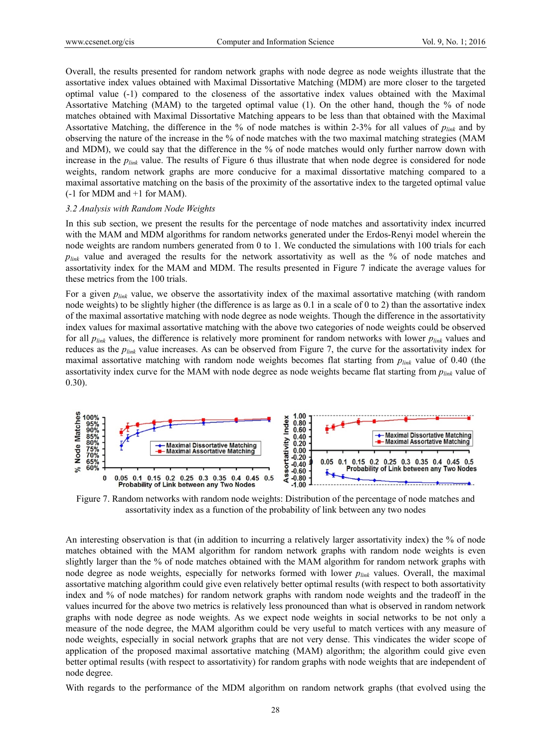Overall, the results presented for random network graphs with node degree as node weights illustrate that the assortative index values obtained with Maximal Dissortative Matching (MDM) are more closer to the targeted optimal value (-1) compared to the closeness of the assortative index values obtained with the Maximal Assortative Matching (MAM) to the targeted optimal value (1). On the other hand, though the % of node matches obtained with Maximal Dissortative Matching appears to be less than that obtained with the Maximal Assortative Matching, the difference in the % of node matches is within 2-3% for all values of $p_{link}$ and by observing the nature of the increase in the % of node matches with the two maximal matching strategies (MAM and MDM), we could say that the difference in the % of node matches would only further narrow down with increase in the $p_{link}$ value. The results of Figure 6 thus illustrate that when node degree is considered for node weights, random network graphs are more conducive for a maximal dissortative matching compared to a maximal assortative matching on the basis of the proximity of the assortative index to the targeted optimal value (-1 for MDM and +1 for MAM).

### 3.2 Analysis with Random Node Weights

In this sub section, we present the results for the percentage of node matches and assortativity index incurred with the MAM and MDM algorithms for random networks generated under the Erdos-Renyi model wherein the node weights are random numbers generated from 0 to 1. We conducted the simulations with 100 trials for each $p_{link}$ value and averaged the results for the network assortativity as well as the % of node matches and assortativity index for the MAM and MDM. The results presented in Figure 7 indicate the average values for these metrics from the 100 trials.

For a given $p_{link}$ value, we observe the assortativity index of the maximal assortative matching (with random node weights) to be slightly higher (the difference is as large as 0.1 in a scale of 0 to 2) than the assortative index of the maximal assortative matching with node degree as node weights. Though the difference in the assortativity index values for maximal assortative matching with the above two categories of node weights could be observed for all $p_{link}$ values, the difference is relatively more prominent for random networks with lower $p_{link}$ values and reduces as the $p_{link}$ value increases. As can be observed from Figure 7, the curve for the assortativity index for maximal assortative matching with random node weights becomes flat starting from $p_{link}$ value of 0.40 (the assortativity index curve for the MAM with node degree as node weights became flat starting from $p_{link}$ value of 0.30).

% Node Matches
100%
95%
90%
85%
80%
75%
70%
65%
60%
0 0.05 0.1 0.15 0.2 0.25 0.3 0.35 0.4 0.45 0.5
Probability of Link between any Two Nodes
Maximal Dissortative Matching
Maximal Assortative Matching

Assortativity Index
1.00
0.80
0.60
0.40
0.20
0.00
-0.20
-0.40
-0.60
-0.80
-1.00
0.05 0.1 0.15 0.2 0.25 0.3 0.35 0.4 0.45 0.5
Probability of Link between any Two Nodes
Maximal Dissortative Matching
Maximal Assortative Matching

Figure 7. Random networks with random node weights: Distribution of the percentage of node matches and assortativity index as a function of the probability of link between any two nodes

An interesting observation is that (in addition to incurring a relatively larger assortativity index) the % of node matches obtained with the MAM algorithm for random network graphs with random node weights is even slightly larger than the % of node matches obtained with the MAM algorithm for random network graphs with node degree as node weights, especially for networks formed with lower $p_{link}$ values. Overall, the maximal assortative matching algorithm could give even relatively better optimal results (with respect to both assortativity index and % of node matches) for random network graphs with random node weights and the tradeoff in the values incurred for the above two metrics is relatively less pronounced than what is observed in random network graphs with node degree as node weights. As we expect node weights in social networks to be not only a measure of the node degree, the MAM algorithm could be very useful to match vertices with any measure of node weights, especially in social network graphs that are not very dense. This vindicates the wider scope of application of the proposed maximal assortative matching (MAM) algorithm; the algorithm could give even better optimal results (with respect to assortativity) for random graphs with node weights that are independent of node degree.

With regards to the performance of the MDM algorithm on random network graphs (that evolved using the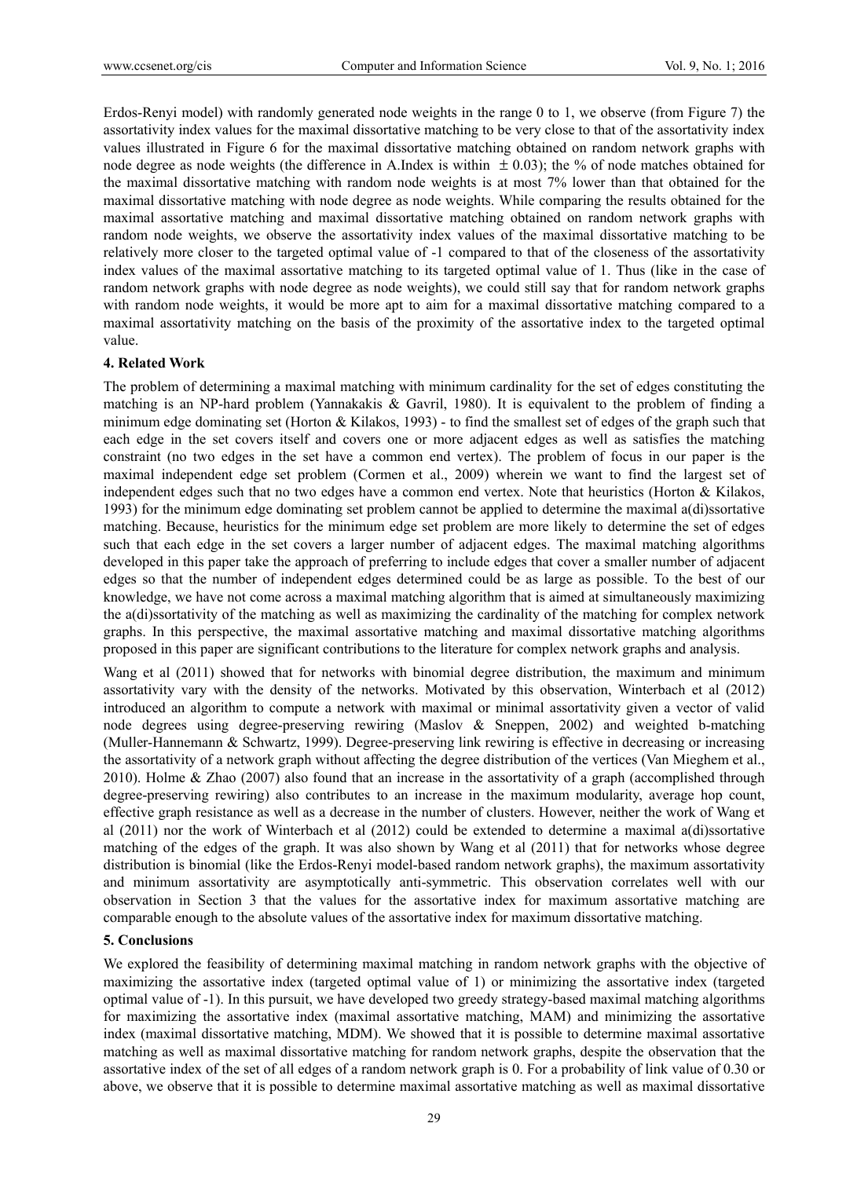Erdos-Renyi model) with randomly generated node weights in the range 0 to 1, we observe (from Figure 7) the assortativity index values for the maximal dissortative matching to be very close to that of the assortativity index values illustrated in Figure 6 for the maximal dissortative matching obtained on random network graphs with node degree as node weights (the difference in A.Index is within $\pm 0.03$); the % of node matches obtained for the maximal dissortative matching with random node weights is at most 7% lower than that obtained for the maximal dissortative matching with node degree as node weights. While comparing the results obtained for the maximal assortative matching and maximal dissortative matching obtained on random network graphs with random node weights, we observe the assortativity index values of the maximal dissortative matching to be relatively more closer to the targeted optimal value of -1 compared to that of the closeness of the assortativity index values of the maximal assortative matching to its targeted optimal value of 1. Thus (like in the case of random network graphs with node degree as node weights), we could still say that for random network graphs with random node weights, it would be more apt to aim for a maximal dissortative matching compared to a maximal assortativity matching on the basis of the proximity of the assortative index to the targeted optimal value.

## 4. Related Work

The problem of determining a maximal matching with minimum cardinality for the set of edges constituting the matching is an NP-hard problem (Yannakakis & Gavril, 1980). It is equivalent to the problem of finding a minimum edge dominating set (Horton & Kilakos, 1993) - to find the smallest set of edges of the graph such that each edge in the set covers itself and covers one or more adjacent edges as well as satisfies the matching constraint (no two edges in the set have a common end vertex). The problem of focus in our paper is the maximal independent edge set problem (Cormen et al., 2009) wherein we want to find the largest set of independent edges such that no two edges have a common end vertex. Note that heuristics (Horton & Kilakos, 1993) for the minimum edge dominating set problem cannot be applied to determine the maximal a(di)ssortative matching. Because, heuristics for the minimum edge set problem are more likely to determine the set of edges such that each edge in the set covers a larger number of adjacent edges. The maximal matching algorithms developed in this paper take the approach of preferring to include edges that cover a smaller number of adjacent edges so that the number of independent edges determined could be as large as possible. To the best of our knowledge, we have not come across a maximal matching algorithm that is aimed at simultaneously maximizing the a(di)ssortativity of the matching as well as maximizing the cardinality of the matching for complex network graphs. In this perspective, the maximal assortative matching and maximal dissortative matching algorithms proposed in this paper are significant contributions to the literature for complex network graphs and analysis.

Wang et al (2011) showed that for networks with binomial degree distribution, the maximum and minimum assortativity vary with the density of the networks. Motivated by this observation, Winterbach et al (2012) introduced an algorithm to compute a network with maximal or minimal assortativity given a vector of valid node degrees using degree-preserving rewiring (Maslov & Sneppen, 2002) and weighted b-matching (Muller-Hannemann & Schwartz, 1999). Degree-preserving link rewiring is effective in decreasing or increasing the assortativity of a network graph without affecting the degree distribution of the vertices (Van Mieghem et al., 2010). Holme & Zhao (2007) also found that an increase in the assortativity of a graph (accomplished through degree-preserving rewiring) also contributes to an increase in the maximum modularity, average hop count, effective graph resistance as well as a decrease in the number of clusters. However, neither the work of Wang et al (2011) nor the work of Winterbach et al (2012) could be extended to determine a maximal a(di)ssortative matching of the edges of the graph. It was also shown by Wang et al (2011) that for networks whose degree distribution is binomial (like the Erdos-Renyi model-based random network graphs), the maximum assortativity and minimum assortativity are asymptotically anti-symmetric. This observation correlates well with our observation in Section 3 that the values for the assortative index for maximum assortative matching are comparable enough to the absolute values of the assortative index for maximum dissortative matching.

## 5. Conclusions

We explored the feasibility of determining maximal matching in random network graphs with the objective of maximizing the assortative index (targeted optimal value of 1) or minimizing the assortative index (targeted optimal value of -1). In this pursuit, we have developed two greedy strategy-based maximal matching algorithms for maximizing the assortative index (maximal assortative matching, MAM) and minimizing the assortative index (maximal dissortative matching, MDM). We showed that it is possible to determine maximal assortative matching as well as maximal dissortative matching for random network graphs, despite the observation that the assortative index of the set of all edges of a random network graph is 0. For a probability of link value of 0.30 or above, we observe that it is possible to determine maximal assortative matching as well as maximal dissortative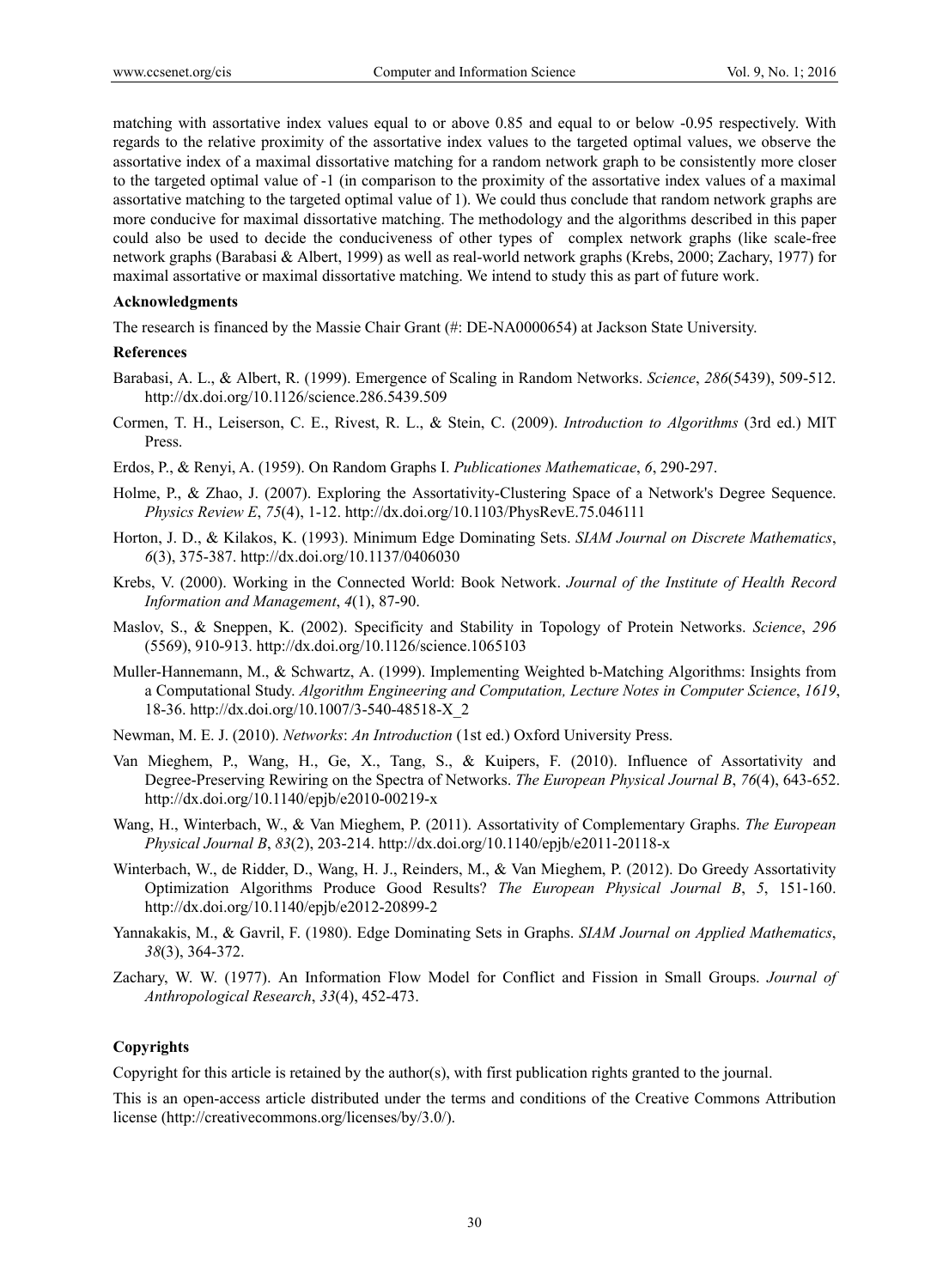matching with assortative index values equal to or above 0.85 and equal to or below -0.95 respectively. With regards to the relative proximity of the assortative index values to the targeted optimal values, we observe the assortative index of a maximal dissortative matching for a random network graph to be consistently more closer to the targeted optimal value of -1 (in comparison to the proximity of the assortative index values of a maximal assortative matching to the targeted optimal value of 1). We could thus conclude that random network graphs are more conducive for maximal dissortative matching. The methodology and the algorithms described in this paper could also be used to decide the conduciveness of other types of complex network graphs (like scale-free network graphs (Barabasi & Albert, 1999) as well as real-world network graphs (Krebs, 2000; Zachary, 1977) for maximal assortative or maximal dissortative matching. We intend to study this as part of future work.

**Acknowledgments**

The research is financed by the Massie Chair Grant (#: DE-NA0000654) at Jackson State University.

**References**

Barabasi, A. L., & Albert, R. (1999). Emergence of Scaling in Random Networks. *Science*, *286*(5439), 509-512. http://dx.doi.org/10.1126/science.286.5439.509

Cormen, T. H., Leiserson, C. E., Rivest, R. L., & Stein, C. (2009). *Introduction to Algorithms* (3rd ed.) MIT Press.

Erdos, P., & Renyi, A. (1959). On Random Graphs I. *Publicationes Mathematicae*, *6*, 290-297.

Holme, P., & Zhao, J. (2007). Exploring the Assortativity-Clustering Space of a Network's Degree Sequence. *Physics Review E*, *75*(4), 1-12. http://dx.doi.org/10.1103/PhysRevE.75.046111

Horton, J. D., & Kilakos, K. (1993). Minimum Edge Dominating Sets. *SIAM Journal on Discrete Mathematics*, *6*(3), 375-387. http://dx.doi.org/10.1137/0406030

Krebs, V. (2000). Working in the Connected World: Book Network. *Journal of the Institute of Health Record Information and Management*, *4*(1), 87-90.

Maslov, S., & Sneppen, K. (2002). Specificity and Stability in Topology of Protein Networks. *Science*, *296* (5569), 910-913. http://dx.doi.org/10.1126/science.1065103

Muller-Hannemann, M., & Schwartz, A. (1999). Implementing Weighted b-Matching Algorithms: Insights from a Computational Study. *Algorithm Engineering and Computation, Lecture Notes in Computer Science*, *1619*, 18-36. http://dx.doi.org/10.1007/3-540-48518-X_2

Newman, M. E. J. (2010). *Networks*: *An Introduction* (1st ed.) Oxford University Press.

Van Mieghem, P., Wang, H., Ge, X., Tang, S., & Kuipers, F. (2010). Influence of Assortativity and Degree-Preserving Rewiring on the Spectra of Networks. *The European Physical Journal B*, *76*(4), 643-652. http://dx.doi.org/10.1140/epjb/e2010-00219-x

Wang, H., Winterbach, W., & Van Mieghem, P. (2011). Assortativity of Complementary Graphs. *The European Physical Journal B*, *83*(2), 203-214. http://dx.doi.org/10.1140/epjb/e2011-20118-x

Winterbach, W., de Ridder, D., Wang, H. J., Reinders, M., & Van Mieghem, P. (2012). Do Greedy Assortativity Optimization Algorithms Produce Good Results? *The European Physical Journal B*, *5*, 151-160. http://dx.doi.org/10.1140/epjb/e2012-20899-2

Yannakakis, M., & Gavril, F. (1980). Edge Dominating Sets in Graphs. *SIAM Journal on Applied Mathematics*, *38*(3), 364-372.

Zachary, W. W. (1977). An Information Flow Model for Conflict and Fission in Small Groups. *Journal of Anthropological Research*, *33*(4), 452-473.

**Copyrights**

Copyright for this article is retained by the author(s), with first publication rights granted to the journal.

This is an open-access article distributed under the terms and conditions of the Creative Commons Attribution license (http://creativecommons.org/licenses/by/3.0/).